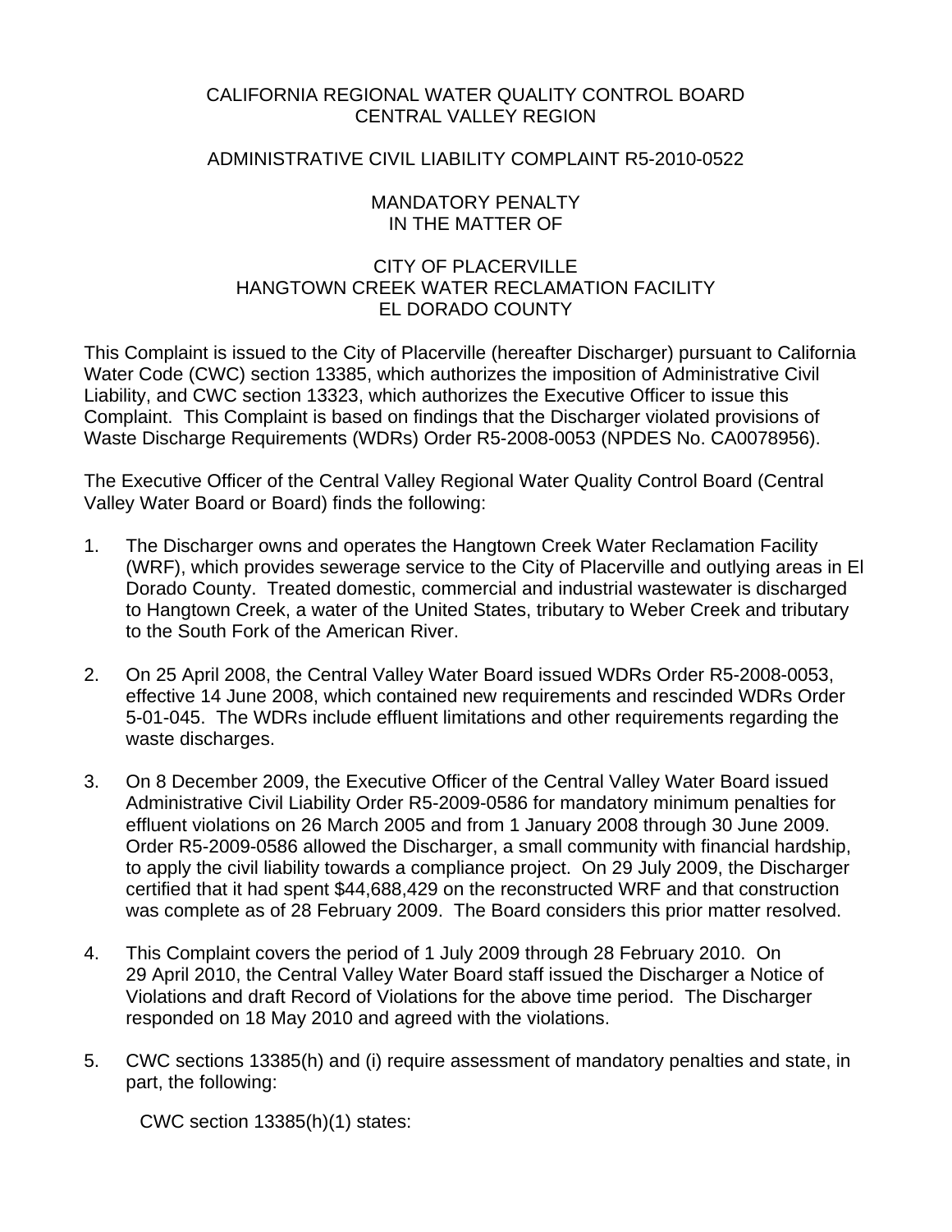CALIFORNIA REGIONAL WATER QUALITY CONTROL BOARD
CENTRAL VALLEY REGION

ADMINISTRATIVE CIVIL LIABILITY COMPLAINT R5-2010-0522

MANDATORY PENALTY
IN THE MATTER OF

CITY OF PLACERVILLE
HANGTOWN CREEK WATER RECLAMATION FACILITY
EL DORADO COUNTY

This Complaint is issued to the City of Placerville (hereafter Discharger) pursuant to California Water Code (CWC) section 13385, which authorizes the imposition of Administrative Civil Liability, and CWC section 13323, which authorizes the Executive Officer to issue this Complaint. This Complaint is based on findings that the Discharger violated provisions of Waste Discharge Requirements (WDRs) Order R5-2008-0053 (NPDES No. CA0078956).

The Executive Officer of the Central Valley Regional Water Quality Control Board (Central Valley Water Board or Board) finds the following:

1. The Discharger owns and operates the Hangtown Creek Water Reclamation Facility (WRF), which provides sewerage service to the City of Placerville and outlying areas in El Dorado County. Treated domestic, commercial and industrial wastewater is discharged to Hangtown Creek, a water of the United States, tributary to Weber Creek and tributary to the South Fork of the American River.

2. On 25 April 2008, the Central Valley Water Board issued WDRs Order R5-2008-0053, effective 14 June 2008, which contained new requirements and rescinded WDRs Order 5-01-045. The WDRs include effluent limitations and other requirements regarding the waste discharges.

3. On 8 December 2009, the Executive Officer of the Central Valley Water Board issued Administrative Civil Liability Order R5-2009-0586 for mandatory minimum penalties for effluent violations on 26 March 2005 and from 1 January 2008 through 30 June 2009. Order R5-2009-0586 allowed the Discharger, a small community with financial hardship, to apply the civil liability towards a compliance project. On 29 July 2009, the Discharger certified that it had spent $44,688,429 on the reconstructed WRF and that construction was complete as of 28 February 2009. The Board considers this prior matter resolved.

4. This Complaint covers the period of 1 July 2009 through 28 February 2010. On 29 April 2010, the Central Valley Water Board staff issued the Discharger a Notice of Violations and draft Record of Violations for the above time period. The Discharger responded on 18 May 2010 and agreed with the violations.

5. CWC sections 13385(h) and (i) require assessment of mandatory penalties and state, in part, the following:

   CWC section 13385(h)(1) states: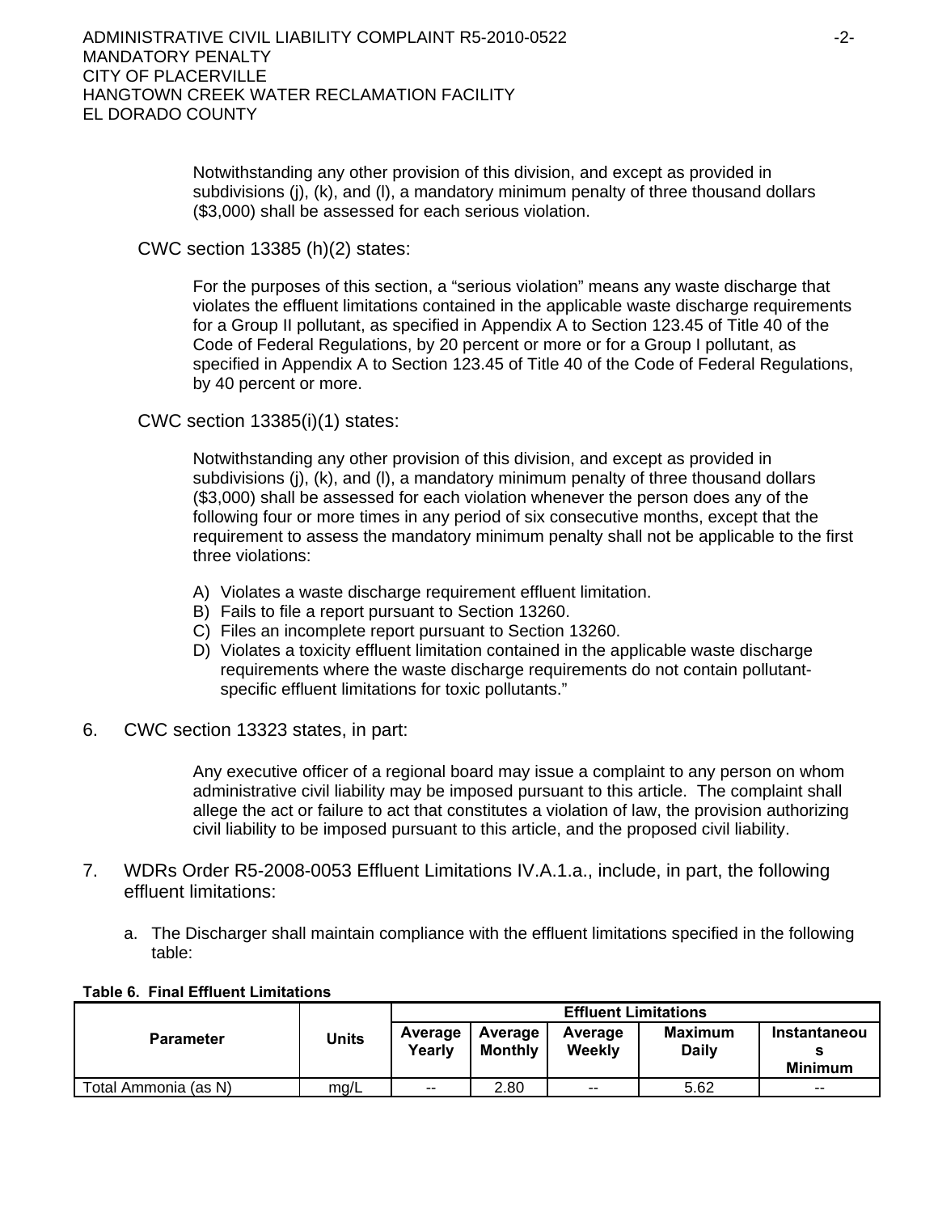> Notwithstanding any other provision of this division, and except as provided in subdivisions (j), (k), and (l), a mandatory minimum penalty of three thousand dollars ($3,000) shall be assessed for each serious violation.

CWC section 13385 (h)(2) states:

> For the purposes of this section, a "serious violation" means any waste discharge that violates the effluent limitations contained in the applicable waste discharge requirements for a Group II pollutant, as specified in Appendix A to Section 123.45 of Title 40 of the Code of Federal Regulations, by 20 percent or more or for a Group I pollutant, as specified in Appendix A to Section 123.45 of Title 40 of the Code of Federal Regulations, by 40 percent or more.

CWC section 13385(i)(1) states:

> Notwithstanding any other provision of this division, and except as provided in subdivisions (j), (k), and (l), a mandatory minimum penalty of three thousand dollars ($3,000) shall be assessed for each violation whenever the person does any of the following four or more times in any period of six consecutive months, except that the requirement to assess the mandatory minimum penalty shall not be applicable to the first three violations:
>
> A) Violates a waste discharge requirement effluent limitation.
> B) Fails to file a report pursuant to Section 13260.
> C) Files an incomplete report pursuant to Section 13260.
> D) Violates a toxicity effluent limitation contained in the applicable waste discharge requirements where the waste discharge requirements do not contain pollutant-specific effluent limitations for toxic pollutants."

6. CWC section 13323 states, in part:

> Any executive officer of a regional board may issue a complaint to any person on whom administrative civil liability may be imposed pursuant to this article. The complaint shall allege the act or failure to act that constitutes a violation of law, the provision authorizing civil liability to be imposed pursuant to this article, and the proposed civil liability.

7. WDRs Order R5-2008-0053 Effluent Limitations IV.A.1.a., include, in part, the following effluent limitations:

   a. The Discharger shall maintain compliance with the effluent limitations specified in the following table:

**Table 6. Final Effluent Limitations**

| Parameter | Units | Effluent Limitations | | | | |
|---|---|---|---|---|---|---|
| | | Average Yearly | Average Monthly | Average Weekly | Maximum Daily | Instantaneous Minimum |
| Total Ammonia (as N) | mg/L | -- | 2.80 | -- | 5.62 | -- |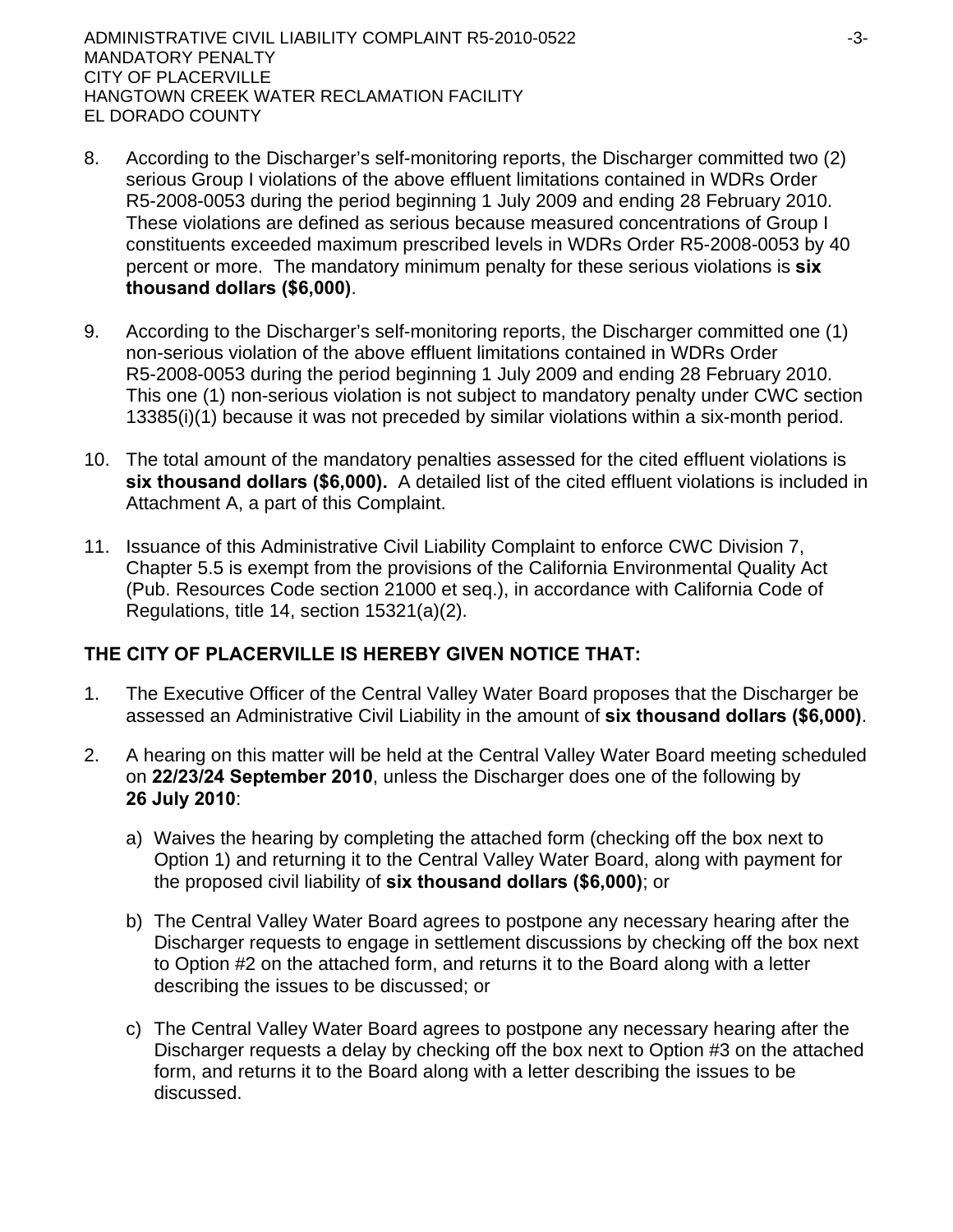8. According to the Discharger's self-monitoring reports, the Discharger committed two (2) serious Group I violations of the above effluent limitations contained in WDRs Order R5-2008-0053 during the period beginning 1 July 2009 and ending 28 February 2010. These violations are defined as serious because measured concentrations of Group I constituents exceeded maximum prescribed levels in WDRs Order R5-2008-0053 by 40 percent or more. The mandatory minimum penalty for these serious violations is **six thousand dollars ($6,000)**.

9. According to the Discharger's self-monitoring reports, the Discharger committed one (1) non-serious violation of the above effluent limitations contained in WDRs Order R5-2008-0053 during the period beginning 1 July 2009 and ending 28 February 2010. This one (1) non-serious violation is not subject to mandatory penalty under CWC section 13385(i)(1) because it was not preceded by similar violations within a six-month period.

10. The total amount of the mandatory penalties assessed for the cited effluent violations is **six thousand dollars ($6,000).** A detailed list of the cited effluent violations is included in Attachment A, a part of this Complaint.

11. Issuance of this Administrative Civil Liability Complaint to enforce CWC Division 7, Chapter 5.5 is exempt from the provisions of the California Environmental Quality Act (Pub. Resources Code section 21000 et seq.), in accordance with California Code of Regulations, title 14, section 15321(a)(2).

**THE CITY OF PLACERVILLE IS HEREBY GIVEN NOTICE THAT:**

1. The Executive Officer of the Central Valley Water Board proposes that the Discharger be assessed an Administrative Civil Liability in the amount of **six thousand dollars ($6,000)**.

2. A hearing on this matter will be held at the Central Valley Water Board meeting scheduled on **22/23/24 September 2010**, unless the Discharger does one of the following by **26 July 2010**:

   a) Waives the hearing by completing the attached form (checking off the box next to Option 1) and returning it to the Central Valley Water Board, along with payment for the proposed civil liability of **six thousand dollars ($6,000)**; or

   b) The Central Valley Water Board agrees to postpone any necessary hearing after the Discharger requests to engage in settlement discussions by checking off the box next to Option #2 on the attached form, and returns it to the Board along with a letter describing the issues to be discussed; or

   c) The Central Valley Water Board agrees to postpone any necessary hearing after the Discharger requests a delay by checking off the box next to Option #3 on the attached form, and returns it to the Board along with a letter describing the issues to be discussed.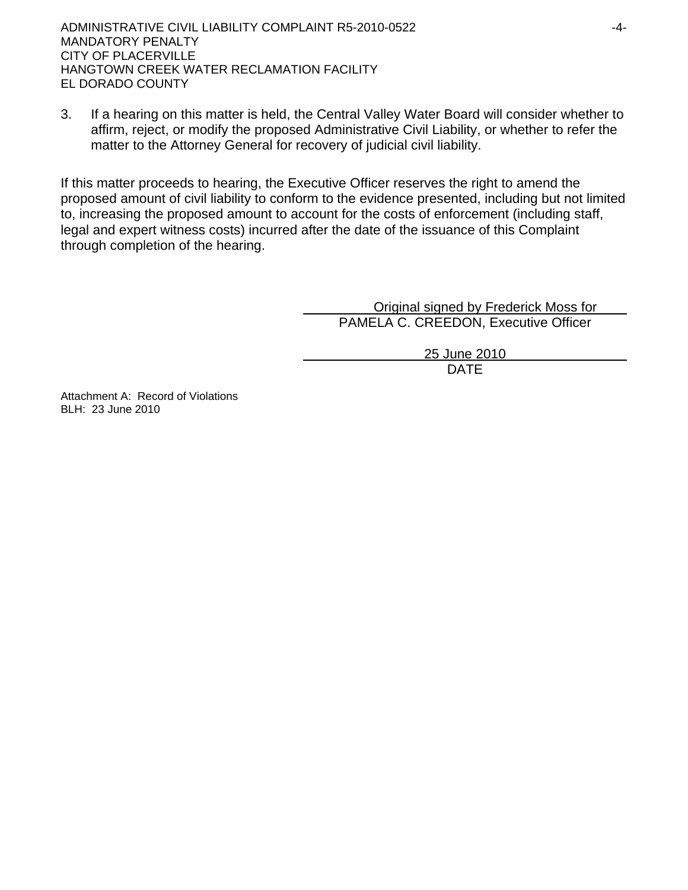3. If a hearing on this matter is held, the Central Valley Water Board will consider whether to affirm, reject, or modify the proposed Administrative Civil Liability, or whether to refer the matter to the Attorney General for recovery of judicial civil liability.

If this matter proceeds to hearing, the Executive Officer reserves the right to amend the proposed amount of civil liability to conform to the evidence presented, including but not limited to, increasing the proposed amount to account for the costs of enforcement (including staff, legal and expert witness costs) incurred after the date of the issuance of this Complaint through completion of the hearing.

Original signed by Frederick Moss for
PAMELA C. CREEDON, Executive Officer

25 June 2010
DATE

Attachment A: Record of Violations
BLH: 23 June 2010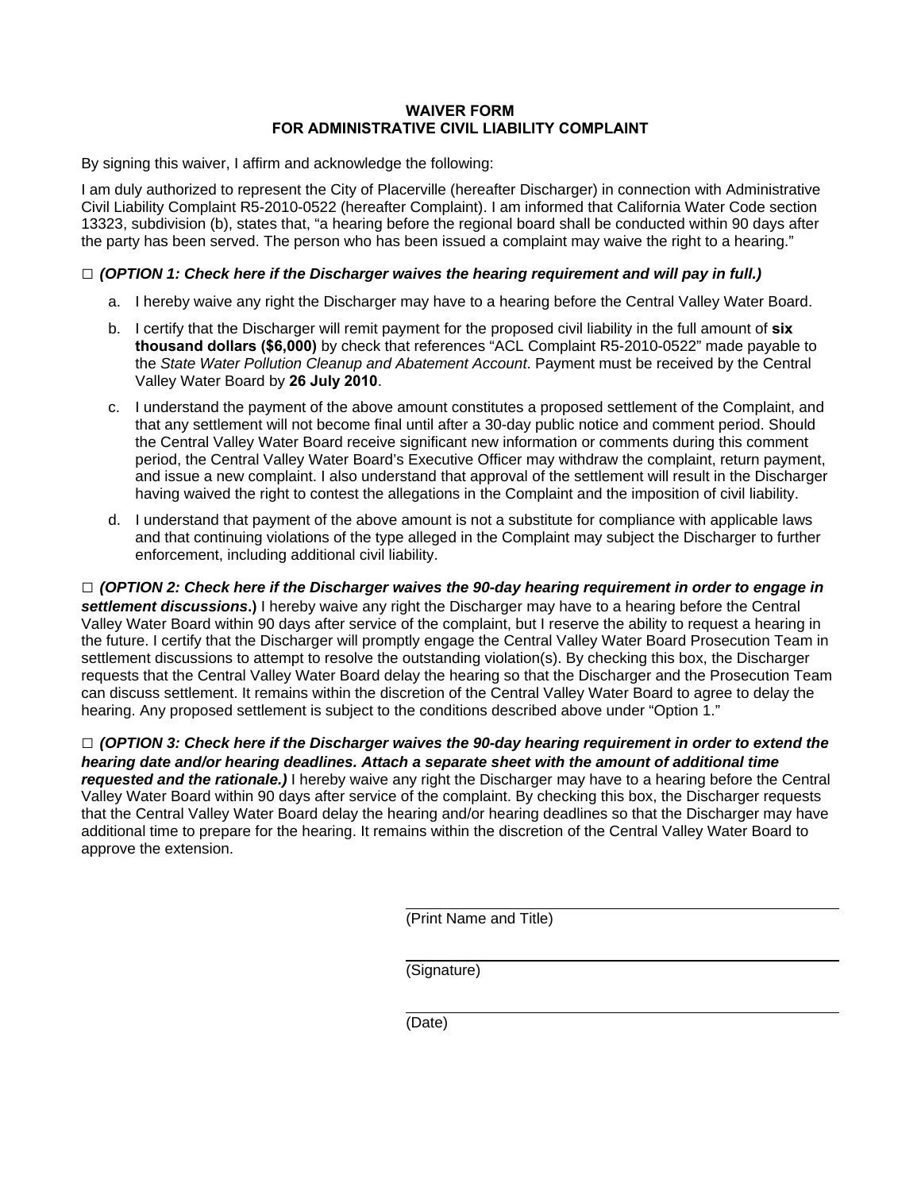# WAIVER FORM
# FOR ADMINISTRATIVE CIVIL LIABILITY COMPLAINT

By signing this waiver, I affirm and acknowledge the following:

I am duly authorized to represent the City of Placerville (hereafter Discharger) in connection with Administrative Civil Liability Complaint R5-2010-0522 (hereafter Complaint). I am informed that California Water Code section 13323, subdivision (b), states that, "a hearing before the regional board shall be conducted within 90 days after the party has been served. The person who has been issued a complaint may waive the right to a hearing."

□ ***(OPTION 1: Check here if the Discharger waives the hearing requirement and will pay in full.)***

a. I hereby waive any right the Discharger may have to a hearing before the Central Valley Water Board.

b. I certify that the Discharger will remit payment for the proposed civil liability in the full amount of **six thousand dollars ($6,000)** by check that references "ACL Complaint R5-2010-0522" made payable to the *State Water Pollution Cleanup and Abatement Account*. Payment must be received by the Central Valley Water Board by **26 July 2010**.

c. I understand the payment of the above amount constitutes a proposed settlement of the Complaint, and that any settlement will not become final until after a 30-day public notice and comment period. Should the Central Valley Water Board receive significant new information or comments during this comment period, the Central Valley Water Board's Executive Officer may withdraw the complaint, return payment, and issue a new complaint. I also understand that approval of the settlement will result in the Discharger having waived the right to contest the allegations in the Complaint and the imposition of civil liability.

d. I understand that payment of the above amount is not a substitute for compliance with applicable laws and that continuing violations of the type alleged in the Complaint may subject the Discharger to further enforcement, including additional civil liability.

□ ***(OPTION 2: Check here if the Discharger waives the 90-day hearing requirement in order to engage in settlement discussions*.)** I hereby waive any right the Discharger may have to a hearing before the Central Valley Water Board within 90 days after service of the complaint, but I reserve the ability to request a hearing in the future. I certify that the Discharger will promptly engage the Central Valley Water Board Prosecution Team in settlement discussions to attempt to resolve the outstanding violation(s). By checking this box, the Discharger requests that the Central Valley Water Board delay the hearing so that the Discharger and the Prosecution Team can discuss settlement. It remains within the discretion of the Central Valley Water Board to agree to delay the hearing. Any proposed settlement is subject to the conditions described above under "Option 1."

□ ***(OPTION 3: Check here if the Discharger waives the 90-day hearing requirement in order to extend the hearing date and/or hearing deadlines. Attach a separate sheet with the amount of additional time requested and the rationale.)*** I hereby waive any right the Discharger may have to a hearing before the Central Valley Water Board within 90 days after service of the complaint. By checking this box, the Discharger requests that the Central Valley Water Board delay the hearing and/or hearing deadlines so that the Discharger may have additional time to prepare for the hearing. It remains within the discretion of the Central Valley Water Board to approve the extension.

\_\_\_\_\_\_\_\_\_\_\_\_\_\_\_\_\_\_\_\_\_\_\_\_\_\_\_\_\_\_\_\_\_\_\_\_\_\_\_\_
(Print Name and Title)

\_\_\_\_\_\_\_\_\_\_\_\_\_\_\_\_\_\_\_\_\_\_\_\_\_\_\_\_\_\_\_\_\_\_\_\_\_\_\_\_
(Signature)

\_\_\_\_\_\_\_\_\_\_\_\_\_\_\_\_\_\_\_\_\_\_\_\_\_\_\_\_\_\_\_\_\_\_\_\_\_\_\_\_
(Date)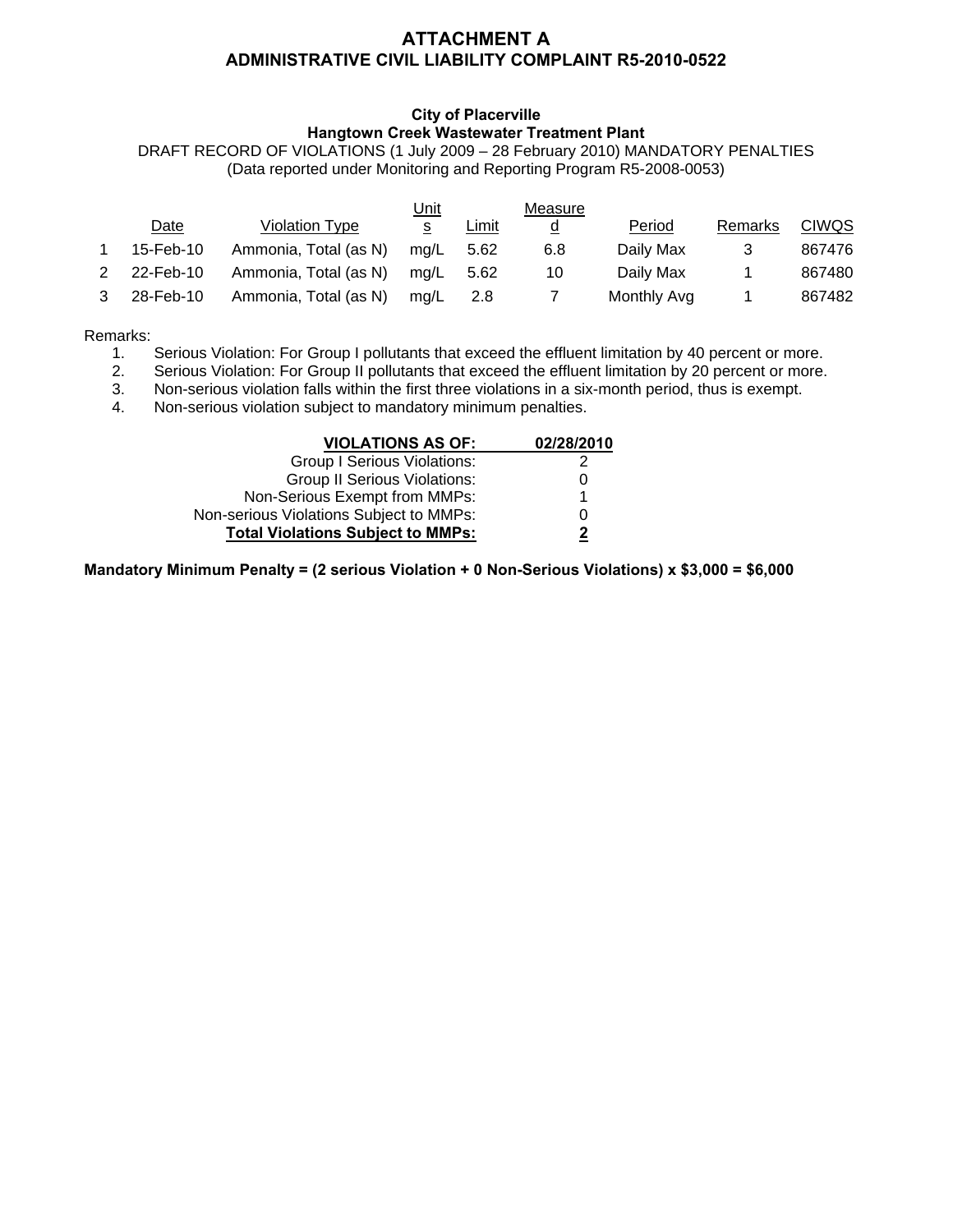# ATTACHMENT A
## ADMINISTRATIVE CIVIL LIABILITY COMPLAINT R5-2010-0522

**City of Placerville**
**Hangtown Creek Wastewater Treatment Plant**
DRAFT RECORD OF VIOLATIONS (1 July 2009 – 28 February 2010) MANDATORY PENALTIES
(Data reported under Monitoring and Reporting Program R5-2008-0053)

| | Date | Violation Type | Units | Limit | Measured | Period | Remarks | CIWQS |
|---|---|---|---|---|---|---|---|---|
| 1 | 15-Feb-10 | Ammonia, Total (as N) | mg/L | 5.62 | 6.8 | Daily Max | 3 | 867476 |
| 2 | 22-Feb-10 | Ammonia, Total (as N) | mg/L | 5.62 | 10 | Daily Max | 1 | 867480 |
| 3 | 28-Feb-10 | Ammonia, Total (as N) | mg/L | 2.8 | 7 | Monthly Avg | 1 | 867482 |

Remarks:
1. Serious Violation: For Group I pollutants that exceed the effluent limitation by 40 percent or more.
2. Serious Violation: For Group II pollutants that exceed the effluent limitation by 20 percent or more.
3. Non-serious violation falls within the first three violations in a six-month period, thus is exempt.
4. Non-serious violation subject to mandatory minimum penalties.

| **VIOLATIONS AS OF:** | **02/28/2010** |
|---|---|
| Group I Serious Violations: | 2 |
| Group II Serious Violations: | 0 |
| Non-Serious Exempt from MMPs: | 1 |
| Non-serious Violations Subject to MMPs: | 0 |
| **Total Violations Subject to MMPs:** | **2** |

**Mandatory Minimum Penalty = (2 serious Violation + 0 Non-Serious Violations) x $3,000 = $6,000**